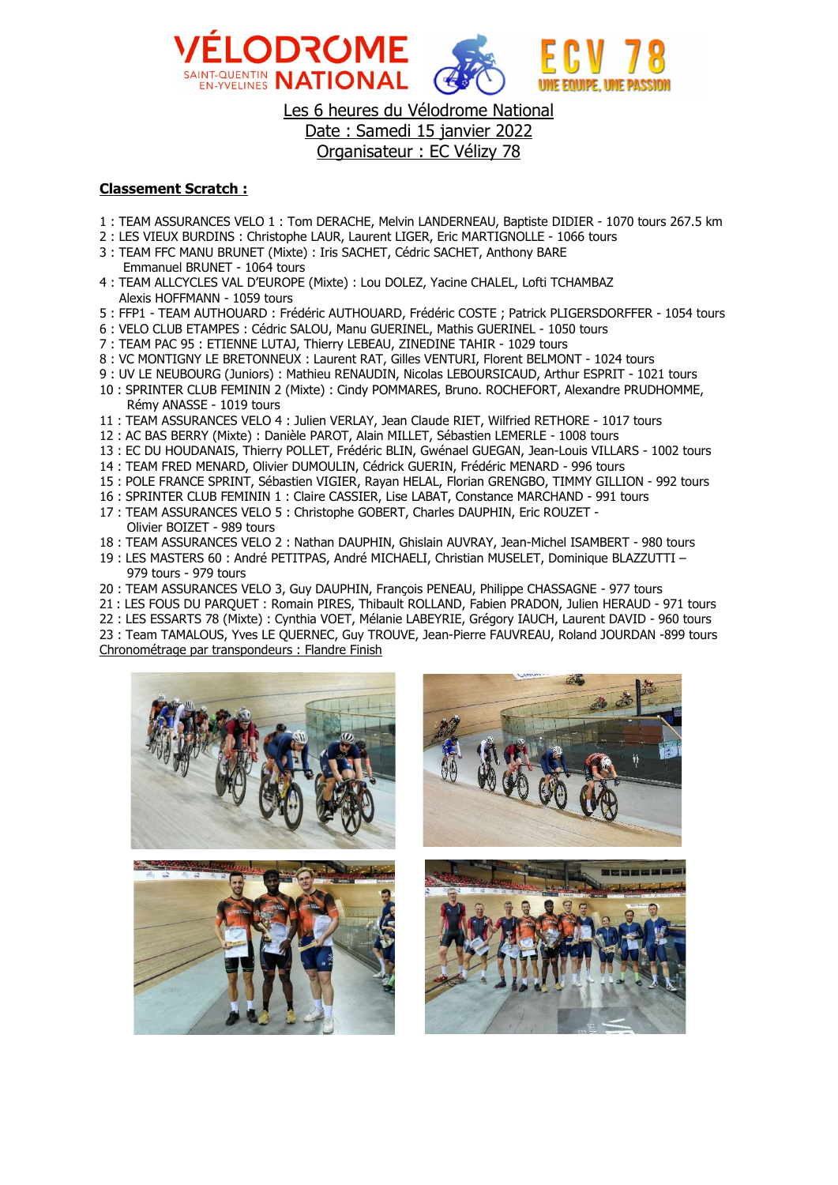VÉLODROME NATIONAL SAINT-QUENTIN EN-YVELINES

ECV 78 UNE EQUIPE, UNE PASSION

Les 6 heures du Vélodrome National
Date : Samedi 15 janvier 2022
Organisateur : EC Vélizy 78

**Classement Scratch :**

1 : TEAM ASSURANCES VELO 1 : Tom DERACHE, Melvin LANDERNEAU, Baptiste DIDIER - 1070 tours 267.5 km
2 : LES VIEUX BURDINS : Christophe LAUR, Laurent LIGER, Eric MARTIGNOLLE - 1066 tours
3 : TEAM FFC MANU BRUNET (Mixte) : Iris SACHET, Cédric SACHET, Anthony BARE Emmanuel BRUNET - 1064 tours
4 : TEAM ALLCYCLES VAL D'EUROPE (Mixte) : Lou DOLEZ, Yacine CHALEL, Lofti TCHAMBAZ Alexis HOFFMANN - 1059 tours
5 : FFP1 - TEAM AUTHOUARD : Frédéric AUTHOUARD, Frédéric COSTE ; Patrick PLIGERSDORFFER - 1054 tours
6 : VELO CLUB ETAMPES : Cédric SALOU, Manu GUERINEL, Mathis GUERINEL - 1050 tours
7 : TEAM PAC 95 : ETIENNE LUTAJ, Thierry LEBEAU, ZINEDINE TAHIR - 1029 tours
8 : VC MONTIGNY LE BRETONNEUX : Laurent RAT, Gilles VENTURI, Florent BELMONT - 1024 tours
9 : UV LE NEUBOURG (Juniors) : Mathieu RENAUDIN, Nicolas LEBOURSICAUD, Arthur ESPRIT - 1021 tours
10 : SPRINTER CLUB FEMININ 2 (Mixte) : Cindy POMMARES, Bruno. ROCHEFORT, Alexandre PRUDHOMME, Rémy ANASSE - 1019 tours
11 : TEAM ASSURANCES VELO 4 : Julien VERLAY, Jean Claude RIET, Wilfried RETHORE - 1017 tours
12 : AC BAS BERRY (Mixte) : Danièle PAROT, Alain MILLET, Sébastien LEMERLE - 1008 tours
13 : EC DU HOUDANAIS, Thierry POLLET, Frédéric BLIN, Gwénael GUEGAN, Jean-Louis VILLARS - 1002 tours
14 : TEAM FRED MENARD, Olivier DUMOULIN, Cédrick GUERIN, Frédéric MENARD - 996 tours
15 : POLE FRANCE SPRINT, Sébastien VIGIER, Rayan HELAL, Florian GRENGBO, TIMMY GILLION - 992 tours
16 : SPRINTER CLUB FEMININ 1 : Claire CASSIER, Lise LABAT, Constance MARCHAND - 991 tours
17 : TEAM ASSURANCES VELO 5 : Christophe GOBERT, Charles DAUPHIN, Eric ROUZET - Olivier BOIZET - 989 tours
18 : TEAM ASSURANCES VELO 2 : Nathan DAUPHIN, Ghislain AUVRAY, Jean-Michel ISAMBERT - 980 tours
19 : LES MASTERS 60 : André PETITPAS, André MICHAELI, Christian MUSELET, Dominique BLAZZUTTI – 979 tours - 979 tours
20 : TEAM ASSURANCES VELO 3, Guy DAUPHIN, François PENEAU, Philippe CHASSAGNE - 977 tours
21 : LES FOUS DU PARQUET : Romain PIRES, Thibault ROLLAND, Fabien PRADON, Julien HERAUD - 971 tours
22 : LES ESSARTS 78 (Mixte) : Cynthia VOET, Mélanie LABEYRIE, Grégory IAUCH, Laurent DAVID - 960 tours
23 : Team TAMALOUS, Yves LE QUERNEC, Guy TROUVE, Jean-Pierre FAUVREAU, Roland JOURDAN -899 tours

Chronométrage par transpondeurs : Flandre Finish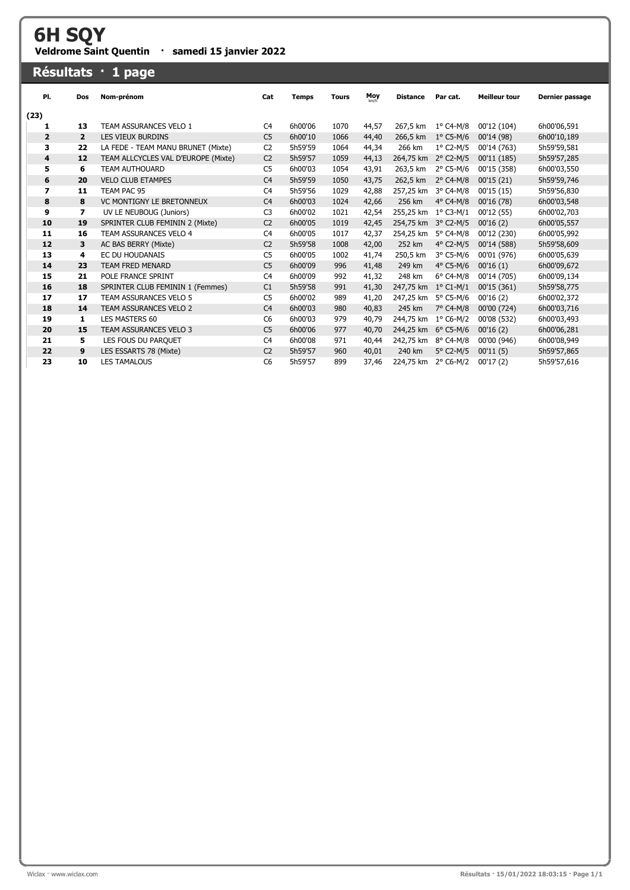# 6H SQY

**Veldrome Saint Quentin · samedi 15 janvier 2022**

## Résultats · 1 page

| Pl. | Dos | Nom-prénom | Cat | Temps | Tours | Moy km/h | Distance | Par cat. | Meilleur tour | Dernier passage |
|---|---|---|---|---|---|---|---|---|---|---|
| (23) | | | | | | | | | | |
| 1 | 13 | TEAM ASSURANCES VELO 1 | C4 | 6h00'06 | 1070 | 44,57 | 267,5 km | 1° C4-M/8 | 00'12 (104) | 6h00'06,591 |
| 2 | 2 | LES VIEUX BURDINS | C5 | 6h00'10 | 1066 | 44,40 | 266,5 km | 1° C5-M/6 | 00'14 (98) | 6h00'10,189 |
| 3 | 22 | LA FEDE - TEAM MANU BRUNET (Mixte) | C2 | 5h59'59 | 1064 | 44,34 | 266 km | 1° C2-M/5 | 00'14 (763) | 5h59'59,581 |
| 4 | 12 | TEAM ALLCYCLES VAL D'EUROPE (Mixte) | C2 | 5h59'57 | 1059 | 44,13 | 264,75 km | 2° C2-M/5 | 00'11 (185) | 5h59'57,285 |
| 5 | 6 | TEAM AUTHOUARD | C5 | 6h00'03 | 1054 | 43,91 | 263,5 km | 2° C5-M/6 | 00'15 (358) | 6h00'03,550 |
| 6 | 20 | VELO CLUB ETAMPES | C4 | 5h59'59 | 1050 | 43,75 | 262,5 km | 2° C4-M/8 | 00'15 (21) | 5h59'59,746 |
| 7 | 11 | TEAM PAC 95 | C4 | 5h59'56 | 1029 | 42,88 | 257,25 km | 3° C4-M/8 | 00'15 (15) | 5h59'56,830 |
| 8 | 8 | VC MONTIGNY LE BRETONNEUX | C4 | 6h00'03 | 1024 | 42,66 | 256 km | 4° C4-M/8 | 00'16 (78) | 6h00'03,548 |
| 9 | 7 | UV LE NEUBOUG (Juniors) | C3 | 6h00'02 | 1021 | 42,54 | 255,25 km | 1° C3-M/1 | 00'12 (55) | 6h00'02,703 |
| 10 | 19 | SPRINTER CLUB FEMININ 2 (Mixte) | C2 | 6h00'05 | 1019 | 42,45 | 254,75 km | 3° C2-M/5 | 00'16 (2) | 6h00'05,557 |
| 11 | 16 | TEAM ASSURANCES VELO 4 | C4 | 6h00'05 | 1017 | 42,37 | 254,25 km | 5° C4-M/8 | 00'12 (230) | 6h00'05,992 |
| 12 | 3 | AC BAS BERRY (Mixte) | C2 | 5h59'58 | 1008 | 42,00 | 252 km | 4° C2-M/5 | 00'14 (588) | 5h59'58,609 |
| 13 | 4 | EC DU HOUDANAIS | C5 | 6h00'05 | 1002 | 41,74 | 250,5 km | 3° C5-M/6 | 00'01 (976) | 6h00'05,639 |
| 14 | 23 | TEAM FRED MENARD | C5 | 6h00'09 | 996 | 41,48 | 249 km | 4° C5-M/6 | 00'16 (1) | 6h00'09,672 |
| 15 | 21 | POLE FRANCE SPRINT | C4 | 6h00'09 | 992 | 41,32 | 248 km | 6° C4-M/8 | 00'14 (705) | 6h00'09,134 |
| 16 | 18 | SPRINTER CLUB FEMININ 1 (Femmes) | C1 | 5h59'58 | 991 | 41,30 | 247,75 km | 1° C1-M/1 | 00'15 (361) | 5h59'58,775 |
| 17 | 17 | TEAM ASSURANCES VELO 5 | C5 | 6h00'02 | 989 | 41,20 | 247,25 km | 5° C5-M/6 | 00'16 (2) | 6h00'02,372 |
| 18 | 14 | TEAM ASSURANCES VELO 2 | C4 | 6h00'03 | 980 | 40,83 | 245 km | 7° C4-M/8 | 00'00 (724) | 6h00'03,716 |
| 19 | 1 | LES MASTERS 60 | C6 | 6h00'03 | 979 | 40,79 | 244,75 km | 1° C6-M/2 | 00'08 (532) | 6h00'03,493 |
| 20 | 15 | TEAM ASSURANCES VELO 3 | C5 | 6h00'06 | 977 | 40,70 | 244,25 km | 6° C5-M/6 | 00'16 (2) | 6h00'06,281 |
| 21 | 5 | LES FOUS DU PARQUET | C4 | 6h00'08 | 971 | 40,44 | 242,75 km | 8° C4-M/8 | 00'00 (946) | 6h00'08,949 |
| 22 | 9 | LES ESSARTS 78 (Mixte) | C2 | 5h59'57 | 960 | 40,01 | 240 km | 5° C2-M/5 | 00'11 (5) | 5h59'57,865 |
| 23 | 10 | LES TAMALOUS | C6 | 5h59'57 | 899 | 37,46 | 224,75 km | 2° C6-M/2 | 00'17 (2) | 5h59'57,616 |